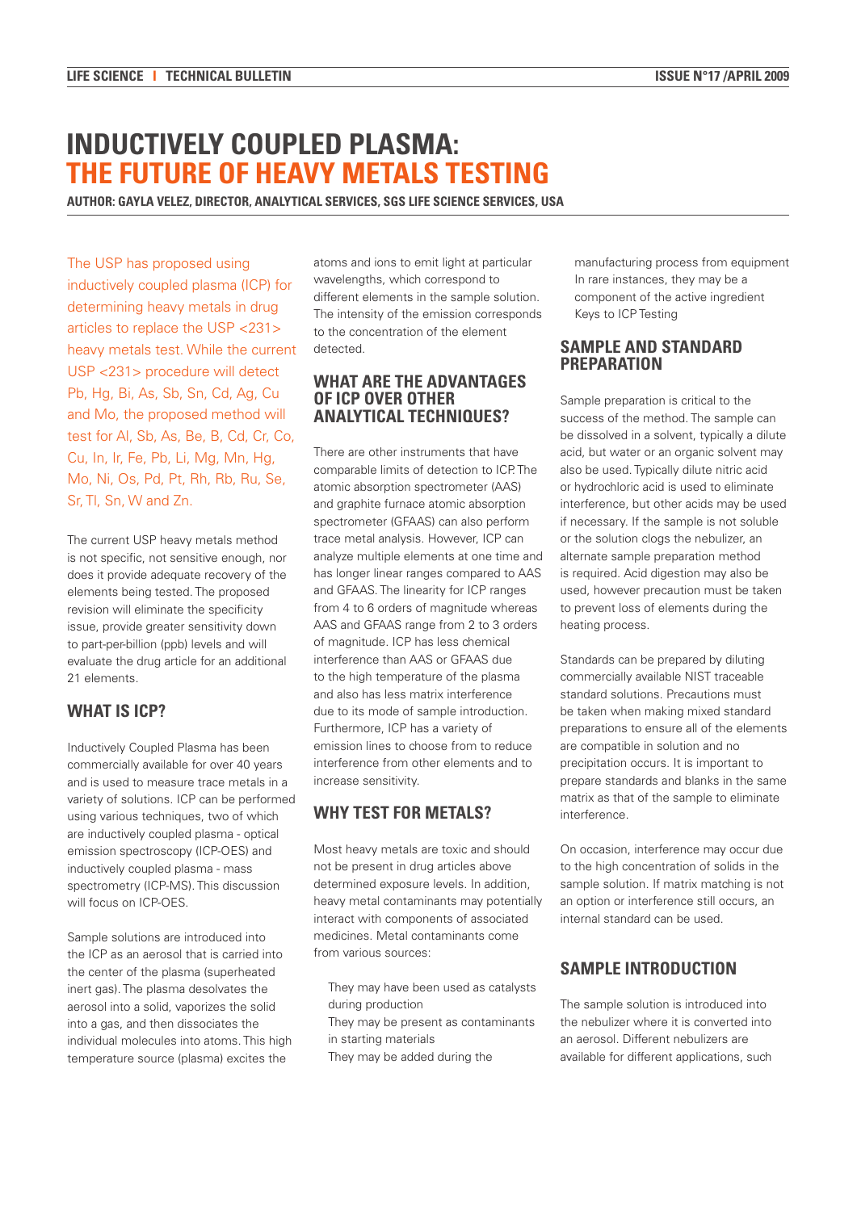# INDUCTIVELY COUPLED PLASMA: THE FUTURE OF HEAVY METALS TESTING

**AUTHOR: GAYLA VELEZ, DIRECTOR, ANALYTICAL SERVICES, SGS LIFE SCIENCE SERVICES, USA**

The USP has proposed using inductively coupled plasma (ICP) for determining heavy metals in drug articles to replace the USP <231> heavy metals test. While the current USP <231> procedure will detect Pb, Hg, Bi, As, Sb, Sn, Cd, Ag, Cu and Mo, the proposed method will test for Al, Sb, As, Be, B, Cd, Cr, Co, Cu, In, Ir, Fe, Pb, Li, Mg, Mn, Hg, Mo, Ni, Os, Pd, Pt, Rh, Rb, Ru, Se, Sr, Tl, Sn, W and Zn.

The current USP heavy metals method is not specific, not sensitive enough, nor does it provide adequate recovery of the elements being tested. The proposed revision will eliminate the specificity issue, provide greater sensitivity down to part-per-billion (ppb) levels and will evaluate the drug article for an additional 21 elements.

## WHAT IS ICP?

Inductively Coupled Plasma has been commercially available for over 40 years and is used to measure trace metals in a variety of solutions. ICP can be performed using various techniques, two of which are inductively coupled plasma - optical emission spectroscopy (ICP-OES) and inductively coupled plasma - mass spectrometry (ICP-MS). This discussion will focus on ICP-OES.

Sample solutions are introduced into the ICP as an aerosol that is carried into the center of the plasma (superheated inert gas). The plasma desolvates the aerosol into a solid, vaporizes the solid into a gas, and then dissociates the individual molecules into atoms. This high temperature source (plasma) excites the atoms and ions to emit light at particular wavelengths, which correspond to different elements in the sample solution. The intensity of the emission corresponds to the concentration of the element detected.

## WHAT ARE THE ADVANTAGES OF ICP OVER OTHER ANALYTICAL TECHNIQUES?

There are other instruments that have comparable limits of detection to ICP. The atomic absorption spectrometer (AAS) and graphite furnace atomic absorption spectrometer (GFAAS) can also perform trace metal analysis. However, ICP can analyze multiple elements at one time and has longer linear ranges compared to AAS and GFAAS. The linearity for ICP ranges from 4 to 6 orders of magnitude whereas AAS and GFAAS range from 2 to 3 orders of magnitude. ICP has less chemical interference than AAS or GFAAS due to the high temperature of the plasma and also has less matrix interference due to its mode of sample introduction. Furthermore, ICP has a variety of emission lines to choose from to reduce interference from other elements and to increase sensitivity.

## WHY TEST FOR METALS?

Most heavy metals are toxic and should not be present in drug articles above determined exposure levels. In addition, heavy metal contaminants may potentially interact with components of associated medicines. Metal contaminants come from various sources:

- They may have been used as catalysts during production
- They may be present as contaminants in starting materials
- They may be added during the manufacturing process from equipment
- In rare instances, they may be a component of the active ingredient

Keys to ICP Testing

## SAMPLE AND STANDARD PREPARATION

Sample preparation is critical to the success of the method. The sample can be dissolved in a solvent, typically a dilute acid, but water or an organic solvent may also be used. Typically dilute nitric acid or hydrochloric acid is used to eliminate interference, but other acids may be used if necessary. If the sample is not soluble or the solution clogs the nebulizer, an alternate sample preparation method is required. Acid digestion may also be used, however precaution must be taken to prevent loss of elements during the heating process.

Standards can be prepared by diluting commercially available NIST traceable standard solutions. Precautions must be taken when making mixed standard preparations to ensure all of the elements are compatible in solution and no precipitation occurs. It is important to prepare standards and blanks in the same matrix as that of the sample to eliminate interference.

On occasion, interference may occur due to the high concentration of solids in the sample solution. If matrix matching is not an option or interference still occurs, an internal standard can be used.

## SAMPLE INTRODUCTION

The sample solution is introduced into the nebulizer where it is converted into an aerosol. Different nebulizers are available for different applications, such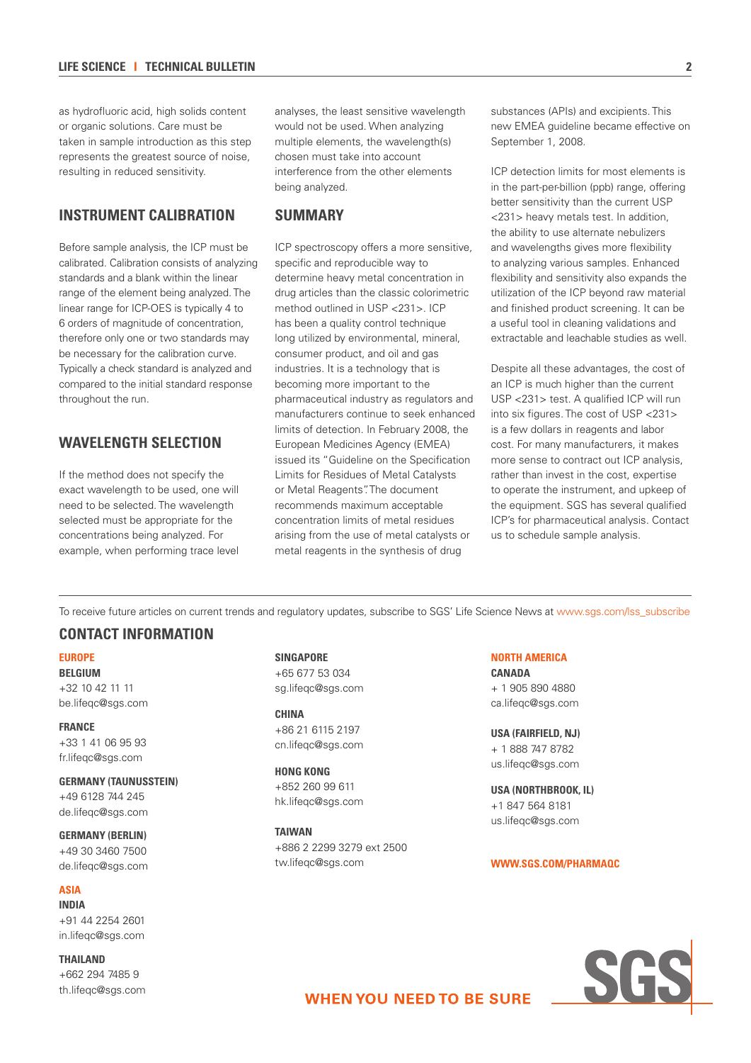as hydrofluoric acid, high solids content or organic solutions. Care must be taken in sample introduction as this step represents the greatest source of noise, resulting in reduced sensitivity.

## INSTRUMENT CALIBRATION

Before sample analysis, the ICP must be calibrated. Calibration consists of analyzing standards and a blank within the linear range of the element being analyzed. The linear range for ICP-OES is typically 4 to 6 orders of magnitude of concentration, therefore only one or two standards may be necessary for the calibration curve. Typically a check standard is analyzed and compared to the initial standard response throughout the run.

## WAVELENGTH SELECTION

If the method does not specify the exact wavelength to be used, one will need to be selected. The wavelength selected must be appropriate for the concentrations being analyzed. For example, when performing trace level analyses, the least sensitive wavelength would not be used. When analyzing multiple elements, the wavelength(s) chosen must take into account interference from the other elements being analyzed.

## SUMMARY

ICP spectroscopy offers a more sensitive, specific and reproducible way to determine heavy metal concentration in drug articles than the classic colorimetric method outlined in USP <231>. ICP has been a quality control technique long utilized by environmental, mineral, consumer product, and oil and gas industries. It is a technology that is becoming more important to the pharmaceutical industry as regulators and manufacturers continue to seek enhanced limits of detection. In February 2008, the European Medicines Agency (EMEA) issued its "Guideline on the Specification Limits for Residues of Metal Catalysts or Metal Reagents". The document recommends maximum acceptable concentration limits of metal residues arising from the use of metal catalysts or metal reagents in the synthesis of drug substances (APIs) and excipients. This new EMEA guideline became effective on September 1, 2008.

ICP detection limits for most elements is in the part-per-billion (ppb) range, offering better sensitivity than the current USP <231> heavy metals test. In addition, the ability to use alternate nebulizers and wavelengths gives more flexibility to analyzing various samples. Enhanced flexibility and sensitivity also expands the utilization of the ICP beyond raw material and finished product screening. It can be a useful tool in cleaning validations and extractable and leachable studies as well.

Despite all these advantages, the cost of an ICP is much higher than the current USP <231> test. A qualified ICP will run into six figures. The cost of USP <231> is a few dollars in reagents and labor cost. For many manufacturers, it makes more sense to contract out ICP analysis, rather than invest in the cost, expertise to operate the instrument, and upkeep of the equipment. SGS has several qualified ICP's for pharmaceutical analysis. Contact us to schedule sample analysis.

---

To receive future articles on current trends and regulatory updates, subscribe to SGS' Life Science News at www.sgs.com/lss_subscribe

## CONTACT INFORMATION

### EUROPE

**BELGIUM**
+32 10 42 11 11
be.lifeqc@sgs.com

**FRANCE**
+33 1 41 06 95 93
fr.lifeqc@sgs.com

**GERMANY (TAUNUSSTEIN)**
+49 6128 744 245
de.lifeqc@sgs.com

**GERMANY (BERLIN)**
+49 30 3460 7500
de.lifeqc@sgs.com

### ASIA

**INDIA**
+91 44 2254 2601
in.lifeqc@sgs.com

**THAILAND**
+662 294 7485 9
th.lifeqc@sgs.com

**SINGAPORE**
+65 677 53 034
sg.lifeqc@sgs.com

**CHINA**
+86 21 6115 2197
cn.lifeqc@sgs.com

**HONG KONG**
+852 260 99 611
hk.lifeqc@sgs.com

**TAIWAN**
+886 2 2299 3279 ext 2500
tw.lifeqc@sgs.com

### NORTH AMERICA

**CANADA**
+ 1 905 890 4880
ca.lifeqc@sgs.com

**USA (FAIRFIELD, NJ)**
+ 1 888 747 8782
us.lifeqc@sgs.com

**USA (NORTHBROOK, IL)**
+1 847 564 8181
us.lifeqc@sgs.com

**WWW.SGS.COM/PHARMAQC**

**WHEN YOU NEED TO BE SURE**

SGS